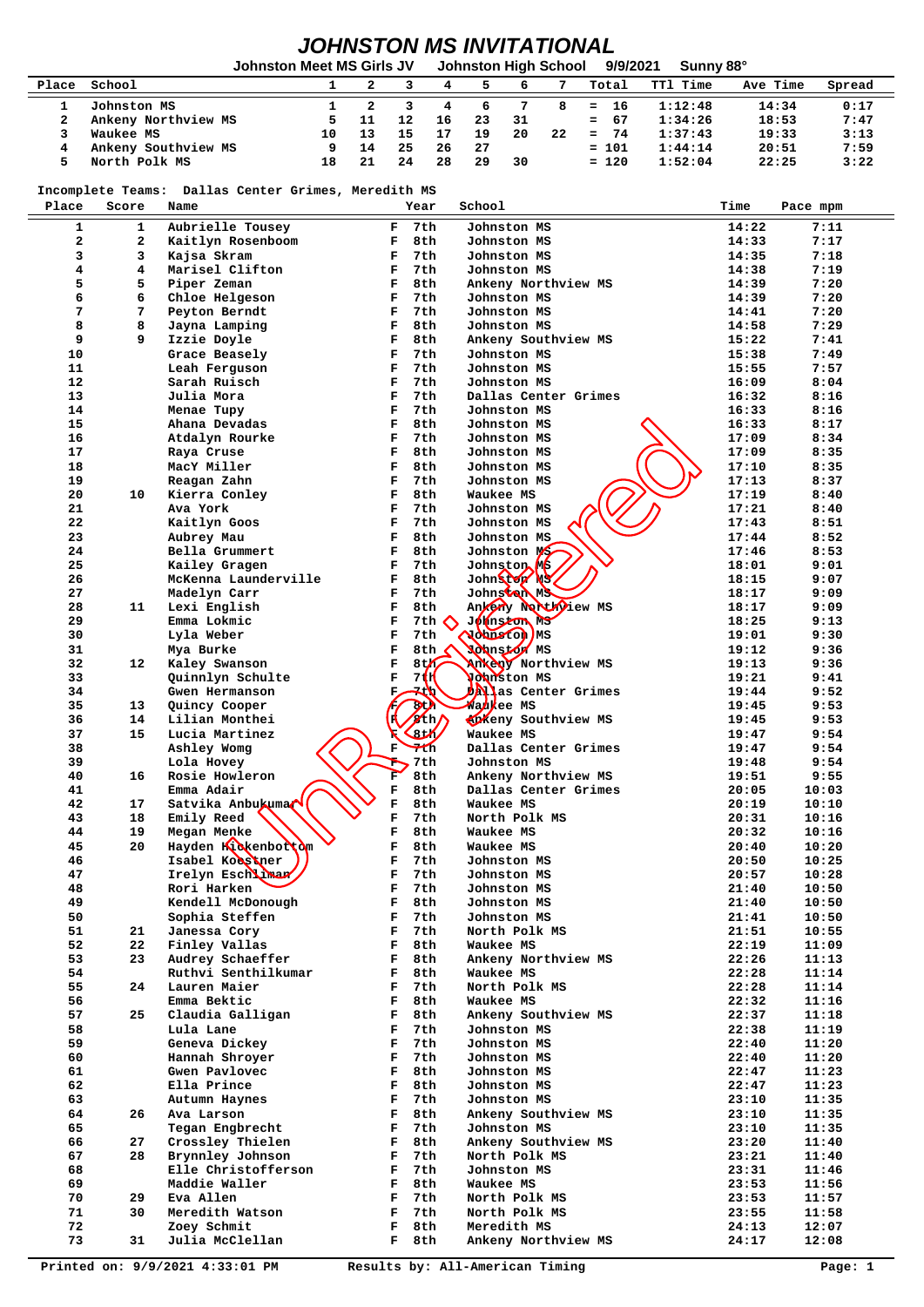# JOHNSTON MS INVITATIONAL

Johnston Meet MS Girls JV    Johnston High School    9/9/2021    Sunny 88°

| Place | School | 1 | 2 | 3 | 4 | 5 | 6 | 7 | Total | TTl Time | Ave Time | Spread |
|---|---|---|---|---|---|---|---|---|---|---|---|---|
| 1 | Johnston MS | 1 | 2 | 3 | 4 | 6 | 7 | 8 | = 16 | 1:12:48 | 14:34 | 0:17 |
| 2 | Ankeny Northview MS | 5 | 11 | 12 | 16 | 23 | 31 | | = 67 | 1:34:26 | 18:53 | 7:47 |
| 3 | Waukee MS | 10 | 13 | 15 | 17 | 19 | 20 | 22 | = 74 | 1:37:43 | 19:33 | 3:13 |
| 4 | Ankeny Southview MS | 9 | 14 | 25 | 26 | 27 | | | = 101 | 1:44:14 | 20:51 | 7:59 |
| 5 | North Polk MS | 18 | 21 | 24 | 28 | 29 | 30 | | = 120 | 1:52:04 | 22:25 | 3:22 |

Incomplete Teams: Dallas Center Grimes, Meredith MS

| Place | Score | Name | | Year | School | Time | Pace mpm |
|---|---|---|---|---|---|---|---|
| 1 | 1 | Aubrielle Tousey | F | 7th | Johnston MS | 14:22 | 7:11 |
| 2 | 2 | Kaitlyn Rosenboom | F | 8th | Johnston MS | 14:33 | 7:17 |
| 3 | 3 | Kajsa Skram | F | 7th | Johnston MS | 14:35 | 7:18 |
| 4 | 4 | Marisel Clifton | F | 7th | Johnston MS | 14:38 | 7:19 |
| 5 | 5 | Piper Zeman | F | 8th | Ankeny Northview MS | 14:39 | 7:20 |
| 6 | 6 | Chloe Helgeson | F | 7th | Johnston MS | 14:39 | 7:20 |
| 7 | 7 | Peyton Berndt | F | 7th | Johnston MS | 14:41 | 7:20 |
| 8 | 8 | Jayna Lamping | F | 8th | Johnston MS | 14:58 | 7:29 |
| 9 | 9 | Izzie Doyle | F | 8th | Ankeny Southview MS | 15:22 | 7:41 |
| 10 | | Grace Beasely | F | 7th | Johnston MS | 15:38 | 7:49 |
| 11 | | Leah Ferguson | F | 7th | Johnston MS | 15:55 | 7:57 |
| 12 | | Sarah Ruisch | F | 7th | Johnston MS | 16:09 | 8:04 |
| 13 | | Julia Mora | F | 7th | Dallas Center Grimes | 16:32 | 8:16 |
| 14 | | Menae Tupy | F | 7th | Johnston MS | 16:33 | 8:16 |
| 15 | | Ahana Devadas | F | 8th | Johnston MS | 16:33 | 8:17 |
| 16 | | Atdalyn Rourke | F | 7th | Johnston MS | 17:09 | 8:34 |
| 17 | | Raya Cruse | F | 8th | Johnston MS | 17:09 | 8:35 |
| 18 | | MacY Miller | F | 8th | Johnston MS | 17:10 | 8:35 |
| 19 | | Reagan Zahn | F | 7th | Johnston MS | 17:13 | 8:37 |
| 20 | 10 | Kierra Conley | F | 8th | Waukee MS | 17:19 | 8:40 |
| 21 | | Ava York | F | 7th | Johnston MS | 17:21 | 8:40 |
| 22 | | Kaitlyn Goos | F | 7th | Johnston MS | 17:43 | 8:51 |
| 23 | | Aubrey Mau | F | 8th | Johnston MS | 17:44 | 8:52 |
| 24 | | Bella Grummert | F | 8th | Johnston MS | 17:46 | 8:53 |
| 25 | | Kailey Gragen | F | 7th | Johnston MS | 18:01 | 9:01 |
| 26 | | McKenna Launderville | F | 8th | Johnston MS | 18:15 | 9:07 |
| 27 | | Madelyn Carr | F | 7th | Johnston MS | 18:17 | 9:09 |
| 28 | 11 | Lexi English | F | 8th | Ankeny Northview MS | 18:17 | 9:09 |
| 29 | | Emma Lokmic | F | 7th | Johnston MS | 18:25 | 9:13 |
| 30 | | Lyla Weber | F | 7th | Johnston MS | 19:01 | 9:30 |
| 31 | | Mya Burke | F | 8th | Johnston MS | 19:12 | 9:36 |
| 32 | 12 | Kaley Swanson | F | 8th | Ankeny Northview MS | 19:13 | 9:36 |
| 33 | | Quinnlyn Schulte | F | 7th | Johnston MS | 19:21 | 9:41 |
| 34 | | Gwen Hermanson | F | 7th | Dallas Center Grimes | 19:44 | 9:52 |
| 35 | 13 | Quincy Cooper | F | 8th | Waukee MS | 19:45 | 9:53 |
| 36 | 14 | Lilian Monthei | F | 8th | Ankeny Southview MS | 19:45 | 9:53 |
| 37 | 15 | Lucia Martinez | F | 8th | Waukee MS | 19:47 | 9:54 |
| 38 | | Ashley Womg | F | 7th | Dallas Center Grimes | 19:47 | 9:54 |
| 39 | | Lola Hovey | F | 7th | Johnston MS | 19:48 | 9:54 |
| 40 | 16 | Rosie Howleron | F | 8th | Ankeny Northview MS | 19:51 | 9:55 |
| 41 | | Emma Adair | F | 8th | Dallas Center Grimes | 20:05 | 10:03 |
| 42 | 17 | Satvika Anbukumar | F | 8th | Waukee MS | 20:19 | 10:10 |
| 43 | 18 | Emily Reed | F | 7th | North Polk MS | 20:31 | 10:16 |
| 44 | 19 | Megan Menke | F | 8th | Waukee MS | 20:32 | 10:16 |
| 45 | 20 | Hayden Hickenbottom | F | 8th | Waukee MS | 20:40 | 10:20 |
| 46 | | Isabel Koestner | F | 7th | Johnston MS | 20:50 | 10:25 |
| 47 | | Irelyn Eschliman | F | 7th | Johnston MS | 20:57 | 10:28 |
| 48 | | Rori Harken | F | 7th | Johnston MS | 21:40 | 10:50 |
| 49 | | Kendell McDonough | F | 8th | Johnston MS | 21:40 | 10:50 |
| 50 | | Sophia Steffen | F | 7th | Johnston MS | 21:41 | 10:50 |
| 51 | 21 | Janessa Cory | F | 7th | North Polk MS | 21:51 | 10:55 |
| 52 | 22 | Finley Vallas | F | 8th | Waukee MS | 22:19 | 11:09 |
| 53 | 23 | Audrey Schaeffer | F | 8th | Ankeny Northview MS | 22:26 | 11:13 |
| 54 | | Ruthvi Senthilkumar | F | 8th | Waukee MS | 22:28 | 11:14 |
| 55 | 24 | Lauren Maier | F | 7th | North Polk MS | 22:28 | 11:14 |
| 56 | | Emma Bektic | F | 8th | Waukee MS | 22:32 | 11:16 |
| 57 | 25 | Claudia Galligan | F | 8th | Ankeny Southview MS | 22:37 | 11:18 |
| 58 | | Lula Lane | F | 7th | Johnston MS | 22:38 | 11:19 |
| 59 | | Geneva Dickey | F | 7th | Johnston MS | 22:40 | 11:20 |
| 60 | | Hannah Shroyer | F | 7th | Johnston MS | 22:40 | 11:20 |
| 61 | | Gwen Pavlovec | F | 8th | Johnston MS | 22:47 | 11:23 |
| 62 | | Ella Prince | F | 8th | Johnston MS | 22:47 | 11:23 |
| 63 | | Autumn Haynes | F | 7th | Johnston MS | 23:10 | 11:35 |
| 64 | 26 | Ava Larson | F | 8th | Ankeny Southview MS | 23:10 | 11:35 |
| 65 | | Tegan Engbrecht | F | 7th | Johnston MS | 23:10 | 11:35 |
| 66 | 27 | Crossley Thielen | F | 8th | Ankeny Southview MS | 23:20 | 11:40 |
| 67 | 28 | Brynnley Johnson | F | 7th | North Polk MS | 23:21 | 11:40 |
| 68 | | Elle Christofferson | F | 7th | Johnston MS | 23:31 | 11:46 |
| 69 | | Maddie Waller | F | 8th | Waukee MS | 23:53 | 11:56 |
| 70 | 29 | Eva Allen | F | 7th | North Polk MS | 23:53 | 11:57 |
| 71 | 30 | Meredith Watson | F | 7th | North Polk MS | 23:55 | 11:58 |
| 72 | | Zoey Schmit | F | 8th | Meredith MS | 24:13 | 12:07 |
| 73 | 31 | Julia McClellan | F | 8th | Ankeny Northview MS | 24:17 | 12:08 |

Unrevised

Printed on: 9/9/2021 4:33:01 PM    Results by: All-American Timing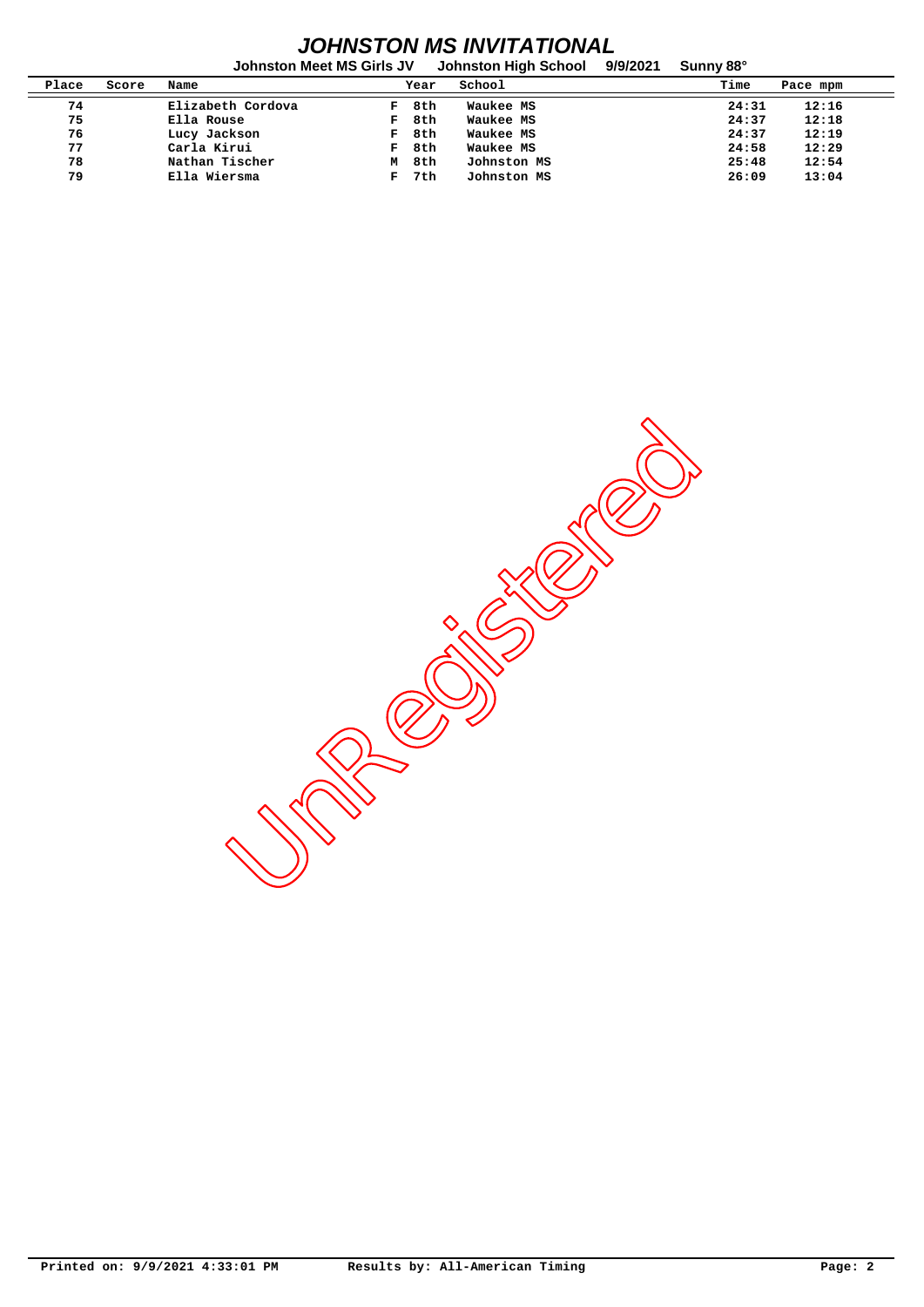# JOHNSTON MS INVITATIONAL

**Johnston Meet MS Girls JV    Johnston High School    9/9/2021    Sunny 88°**

| Place | Score | Name | | Year | School | Time | Pace mpm |
|---|---|---|---|---|---|---|---|
| 74 | | Elizabeth Cordova | F | 8th | Waukee MS | 24:31 | 12:16 |
| 75 | | Ella Rouse | F | 8th | Waukee MS | 24:37 | 12:18 |
| 76 | | Lucy Jackson | F | 8th | Waukee MS | 24:37 | 12:19 |
| 77 | | Carla Kirui | F | 8th | Waukee MS | 24:58 | 12:29 |
| 78 | | Nathan Tischer | M | 8th | Johnston MS | 25:48 | 12:54 |
| 79 | | Ella Wiersma | F | 7th | Johnston MS | 26:09 | 13:04 |

Unregistered

Printed on: 9/9/2021 4:33:01 PM    Results by: All-American Timing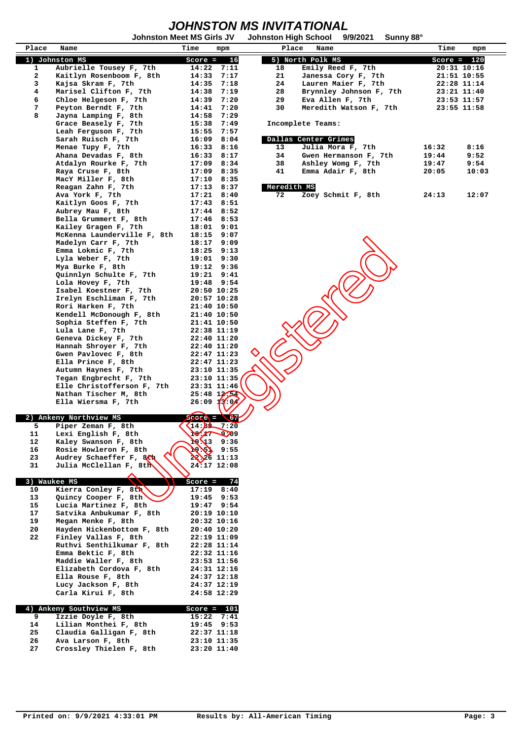# JOHNSTON MS INVITATIONAL

**Johnston Meet MS Girls JV    Johnston High School    9/9/2021    Sunny 88°**

| Place | Name | Time | mpm |
|---|---|---|---|
| **1) Johnston MS** | | **Score = 16** | |
| 1 | Aubrielle Tousey F, 7th | 14:22 | 7:11 |
| 2 | Kaitlyn Rosenboom F, 8th | 14:33 | 7:17 |
| 3 | Kajsa Skram F, 7th | 14:35 | 7:18 |
| 4 | Marisel Clifton F, 7th | 14:38 | 7:19 |
| 6 | Chloe Helgeson F, 7th | 14:39 | 7:20 |
| 7 | Peyton Berndt F, 7th | 14:41 | 7:20 |
| 8 | Jayna Lamping F, 8th | 14:58 | 7:29 |
| | Grace Beasely F, 7th | 15:38 | 7:49 |
| | Leah Ferguson F, 7th | 15:55 | 7:57 |
| | Sarah Ruisch F, 7th | 16:09 | 8:04 |
| | Menae Tupy F, 7th | 16:33 | 8:16 |
| | Ahana Devadas F, 8th | 16:33 | 8:17 |
| | Atdalyn Rourke F, 7th | 17:09 | 8:34 |
| | Raya Cruse F, 8th | 17:09 | 8:35 |
| | MacY Miller F, 8th | 17:10 | 8:35 |
| | Reagan Zahn F, 7th | 17:13 | 8:37 |
| | Ava York F, 7th | 17:21 | 8:40 |
| | Kaitlyn Goos F, 7th | 17:43 | 8:51 |
| | Aubrey Mau F, 8th | 17:44 | 8:52 |
| | Bella Grummert F, 8th | 17:46 | 8:53 |
| | Kailey Gragen F, 7th | 18:01 | 9:01 |
| | McKenna Launderville F, 8th | 18:15 | 9:07 |
| | Madelyn Carr F, 7th | 18:17 | 9:09 |
| | Emma Lokmic F, 7th | 18:25 | 9:13 |
| | Lyla Weber F, 7th | 19:01 | 9:30 |
| | Mya Burke F, 8th | 19:12 | 9:36 |
| | Quinnlyn Schulte F, 7th | 19:21 | 9:41 |
| | Lola Hovey F, 7th | 19:48 | 9:54 |
| | Isabel Koestner F, 7th | 20:50 | 10:25 |
| | Irelyn Eschliman F, 7th | 20:57 | 10:28 |
| | Rori Harken F, 7th | 21:40 | 10:50 |
| | Kendell McDonough F, 8th | 21:40 | 10:50 |
| | Sophia Steffen F, 7th | 21:41 | 10:50 |
| | Lula Lane F, 7th | 22:38 | 11:19 |
| | Geneva Dickey F, 7th | 22:40 | 11:20 |
| | Hannah Shroyer F, 7th | 22:40 | 11:20 |
| | Gwen Pavlovec F, 8th | 22:47 | 11:23 |
| | Ella Prince F, 8th | 22:47 | 11:23 |
| | Autumn Haynes F, 7th | 23:10 | 11:35 |
| | Tegan Engbrecht F, 7th | 23:10 | 11:35 |
| | Elle Christofferson F, 7th | 23:31 | 11:46 |
| | Nathan Tischer M, 8th | 25:48 | 12:54 |
| | Ella Wiersma F, 7th | 26:09 | 13:04 |
| **2) Ankeny Northview MS** | | **Score = 67** | |
| 5 | Piper Zeman F, 8th | 14:39 | 7:20 |
| 11 | Lexi English F, 8th | 18:17 | 9:09 |
| 12 | Kaley Swanson F, 8th | 19:13 | 9:36 |
| 16 | Rosie Howleron F, 8th | 19:51 | 9:55 |
| 23 | Audrey Schaeffer F, 8th | 22:26 | 11:13 |
| 31 | Julia McClellan F, 8th | 24:17 | 12:08 |
| **3) Waukee MS** | | **Score = 74** | |
| 10 | Kierra Conley F, 8th | 17:19 | 8:40 |
| 13 | Quincy Cooper F, 8th | 19:45 | 9:53 |
| 15 | Lucia Martinez F, 8th | 19:47 | 9:54 |
| 17 | Satvika Anbukumar F, 8th | 20:19 | 10:10 |
| 19 | Megan Menke F, 8th | 20:32 | 10:16 |
| 20 | Hayden Hickenbottom F, 8th | 20:40 | 10:20 |
| 22 | Finley Vallas F, 8th | 22:19 | 11:09 |
| | Ruthvi Senthilkumar F, 8th | 22:28 | 11:14 |
| | Emma Bektic F, 8th | 22:32 | 11:16 |
| | Maddie Waller F, 8th | 23:53 | 11:56 |
| | Elizabeth Cordova F, 8th | 24:31 | 12:16 |
| | Ella Rouse F, 8th | 24:37 | 12:18 |
| | Lucy Jackson F, 8th | 24:37 | 12:19 |
| | Carla Kirui F, 8th | 24:58 | 12:29 |
| **4) Ankeny Southview MS** | | **Score = 101** | |
| 9 | Izzie Doyle F, 8th | 15:22 | 7:41 |
| 14 | Lilian Monthei F, 8th | 19:45 | 9:53 |
| 25 | Claudia Galligan F, 8th | 22:37 | 11:18 |
| 26 | Ava Larson F, 8th | 23:10 | 11:35 |
| 27 | Crossley Thielen F, 8th | 23:20 | 11:40 |
| **5) North Polk MS** | | **Score = 120** | |
| 18 | Emily Reed F, 7th | 20:31 | 10:16 |
| 21 | Janessa Cory F, 7th | 21:51 | 10:55 |
| 24 | Lauren Maier F, 7th | 22:28 | 11:14 |
| 28 | Brynnley Johnson F, 7th | 23:21 | 11:40 |
| 29 | Eva Allen F, 7th | 23:53 | 11:57 |
| 30 | Meredith Watson F, 7th | 23:55 | 11:58 |

**Incomplete Teams:**

| Place | Name | Time | mpm |
|---|---|---|---|
| **Dallas Center Grimes** | | | |
| 13 | Julia Mora F, 7th | 16:32 | 8:16 |
| 34 | Gwen Hermanson F, 7th | 19:44 | 9:52 |
| 38 | Ashley Womg F, 7th | 19:47 | 9:54 |
| 41 | Emma Adair F, 8th | 20:05 | 10:03 |
| **Meredith MS** | | | |
| 72 | Zoey Schmit F, 8th | 24:13 | 12:07 |

Unregistered

Printed on: 9/9/2021 4:33:01 PM    Results by: All-American Timing